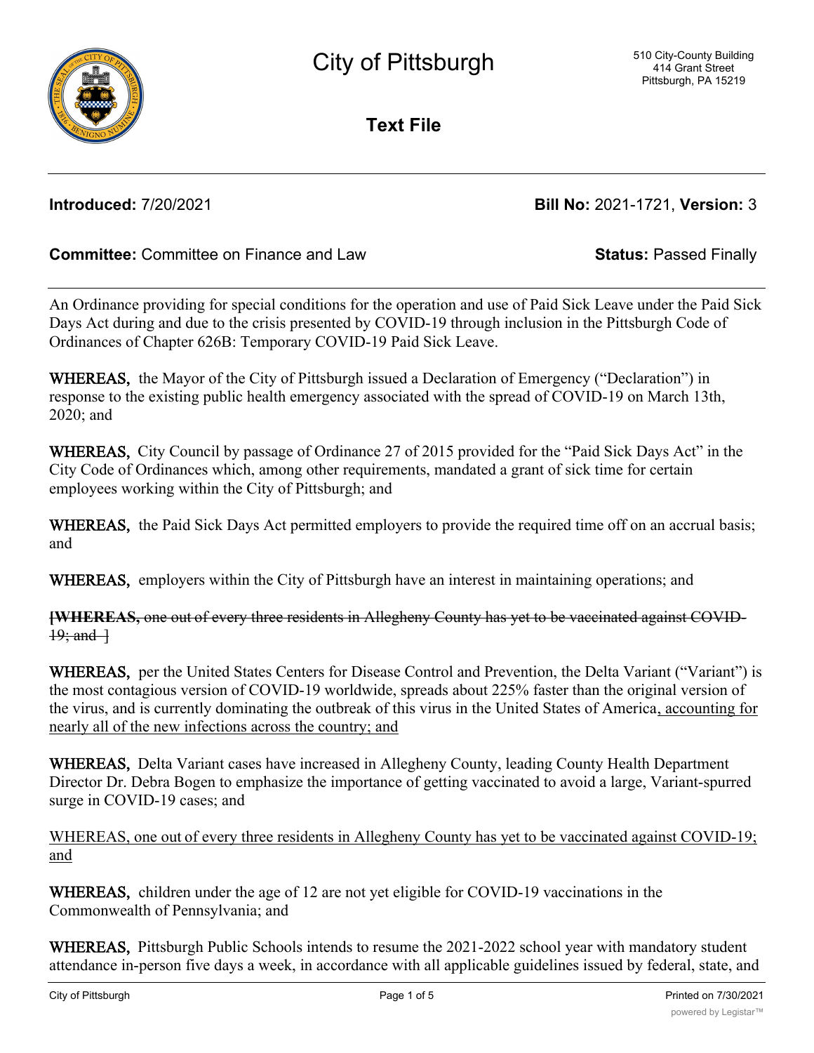# City of Pittsburgh

510 City-County Building
414 Grant Street
Pittsburgh, PA 15219

## Text File

**Introduced:** 7/20/2021 **Bill No:** 2021-1721, **Version:** 3

**Committee:** Committee on Finance and Law **Status:** Passed Finally

An Ordinance providing for special conditions for the operation and use of Paid Sick Leave under the Paid Sick Days Act during and due to the crisis presented by COVID-19 through inclusion in the Pittsburgh Code of Ordinances of Chapter 626B: Temporary COVID-19 Paid Sick Leave.

**WHEREAS,** the Mayor of the City of Pittsburgh issued a Declaration of Emergency ("Declaration") in response to the existing public health emergency associated with the spread of COVID-19 on March 13th, 2020; and

**WHEREAS,** City Council by passage of Ordinance 27 of 2015 provided for the "Paid Sick Days Act" in the City Code of Ordinances which, among other requirements, mandated a grant of sick time for certain employees working within the City of Pittsburgh; and

**WHEREAS,** the Paid Sick Days Act permitted employers to provide the required time off on an accrual basis; and

**WHEREAS,** employers within the City of Pittsburgh have an interest in maintaining operations; and

~~[**WHEREAS,** one out of every three residents in Allegheny County has yet to be vaccinated against COVID-19; and ]~~

**WHEREAS,** per the United States Centers for Disease Control and Prevention, the Delta Variant ("Variant") is the most contagious version of COVID-19 worldwide, spreads about 225% faster than the original version of the virus, and is currently dominating the outbreak of this virus in the United States of America<u>, accounting for nearly all of the new infections across the country; and</u>

**WHEREAS,** Delta Variant cases have increased in Allegheny County, leading County Health Department Director Dr. Debra Bogen to emphasize the importance of getting vaccinated to avoid a large, Variant-spurred surge in COVID-19 cases; and

<u>WHEREAS, one out of every three residents in Allegheny County has yet to be vaccinated against COVID-19; and</u>

**WHEREAS,** children under the age of 12 are not yet eligible for COVID-19 vaccinations in the Commonwealth of Pennsylvania; and

**WHEREAS,** Pittsburgh Public Schools intends to resume the 2021-2022 school year with mandatory student attendance in-person five days a week, in accordance with all applicable guidelines issued by federal, state, and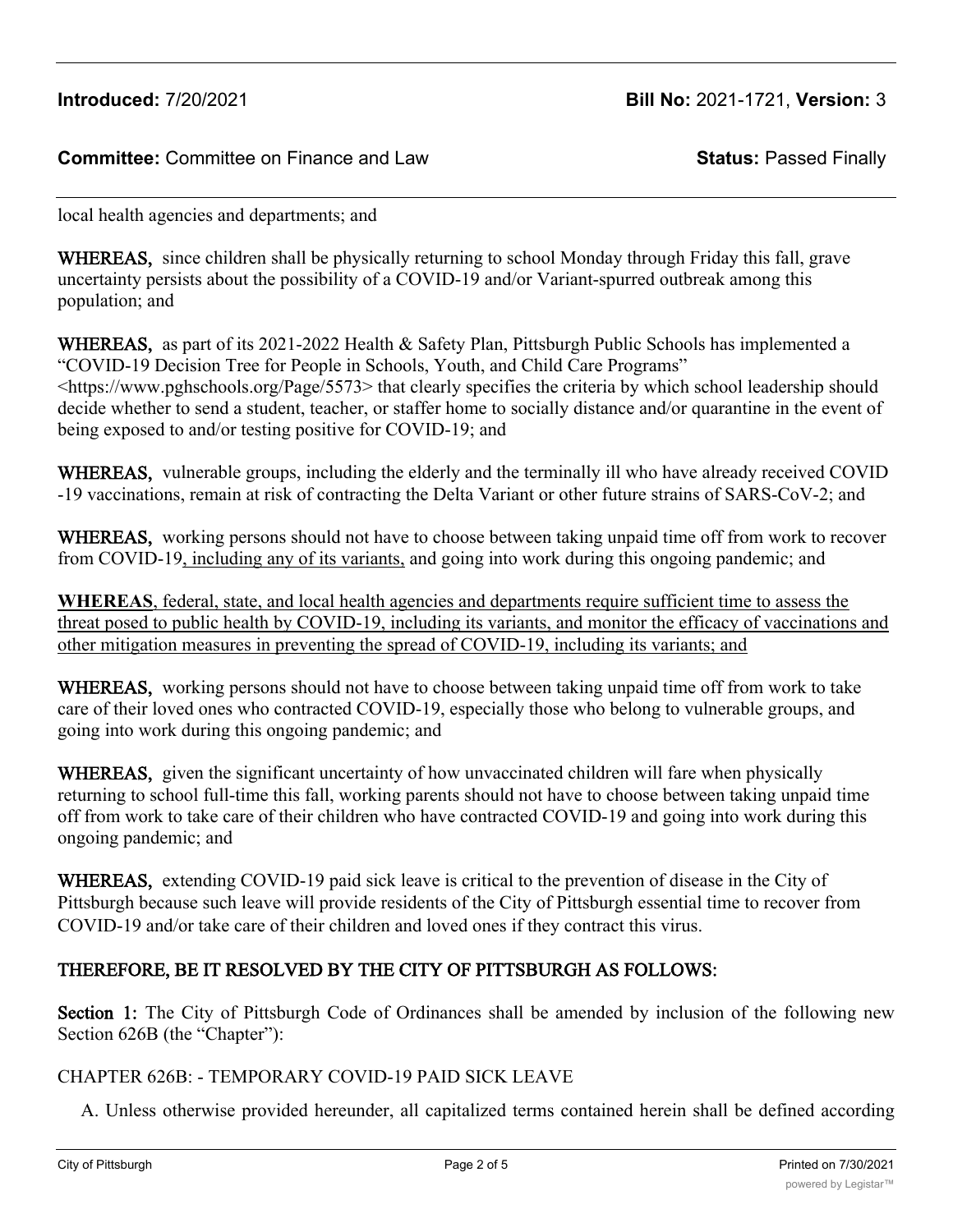**Introduced:** 7/20/2021 **Bill No:** 2021-1721, **Version:** 3

**Committee:** Committee on Finance and Law **Status:** Passed Finally

local health agencies and departments; and

WHEREAS, since children shall be physically returning to school Monday through Friday this fall, grave uncertainty persists about the possibility of a COVID-19 and/or Variant-spurred outbreak among this population; and

WHEREAS, as part of its 2021-2022 Health & Safety Plan, Pittsburgh Public Schools has implemented a "COVID-19 Decision Tree for People in Schools, Youth, and Child Care Programs" <https://www.pghschools.org/Page/5573> that clearly specifies the criteria by which school leadership should decide whether to send a student, teacher, or staffer home to socially distance and/or quarantine in the event of being exposed to and/or testing positive for COVID-19; and

WHEREAS, vulnerable groups, including the elderly and the terminally ill who have already received COVID-19 vaccinations, remain at risk of contracting the Delta Variant or other future strains of SARS-CoV-2; and

WHEREAS, working persons should not have to choose between taking unpaid time off from work to recover from COVID-19<u>, including any of its variants,</u> and going into work during this ongoing pandemic; and

<u>**WHEREAS**, federal, state, and local health agencies and departments require sufficient time to assess the threat posed to public health by COVID-19, including its variants, and monitor the efficacy of vaccinations and other mitigation measures in preventing the spread of COVID-19, including its variants; and</u>

WHEREAS, working persons should not have to choose between taking unpaid time off from work to take care of their loved ones who contracted COVID-19, especially those who belong to vulnerable groups, and going into work during this ongoing pandemic; and

WHEREAS, given the significant uncertainty of how unvaccinated children will fare when physically returning to school full-time this fall, working parents should not have to choose between taking unpaid time off from work to take care of their children who have contracted COVID-19 and going into work during this ongoing pandemic; and

WHEREAS, extending COVID-19 paid sick leave is critical to the prevention of disease in the City of Pittsburgh because such leave will provide residents of the City of Pittsburgh essential time to recover from COVID-19 and/or take care of their children and loved ones if they contract this virus.

THEREFORE, BE IT RESOLVED BY THE CITY OF PITTSBURGH AS FOLLOWS:

Section 1: The City of Pittsburgh Code of Ordinances shall be amended by inclusion of the following new Section 626B (the "Chapter"):

CHAPTER 626B: - TEMPORARY COVID-19 PAID SICK LEAVE

A. Unless otherwise provided hereunder, all capitalized terms contained herein shall be defined according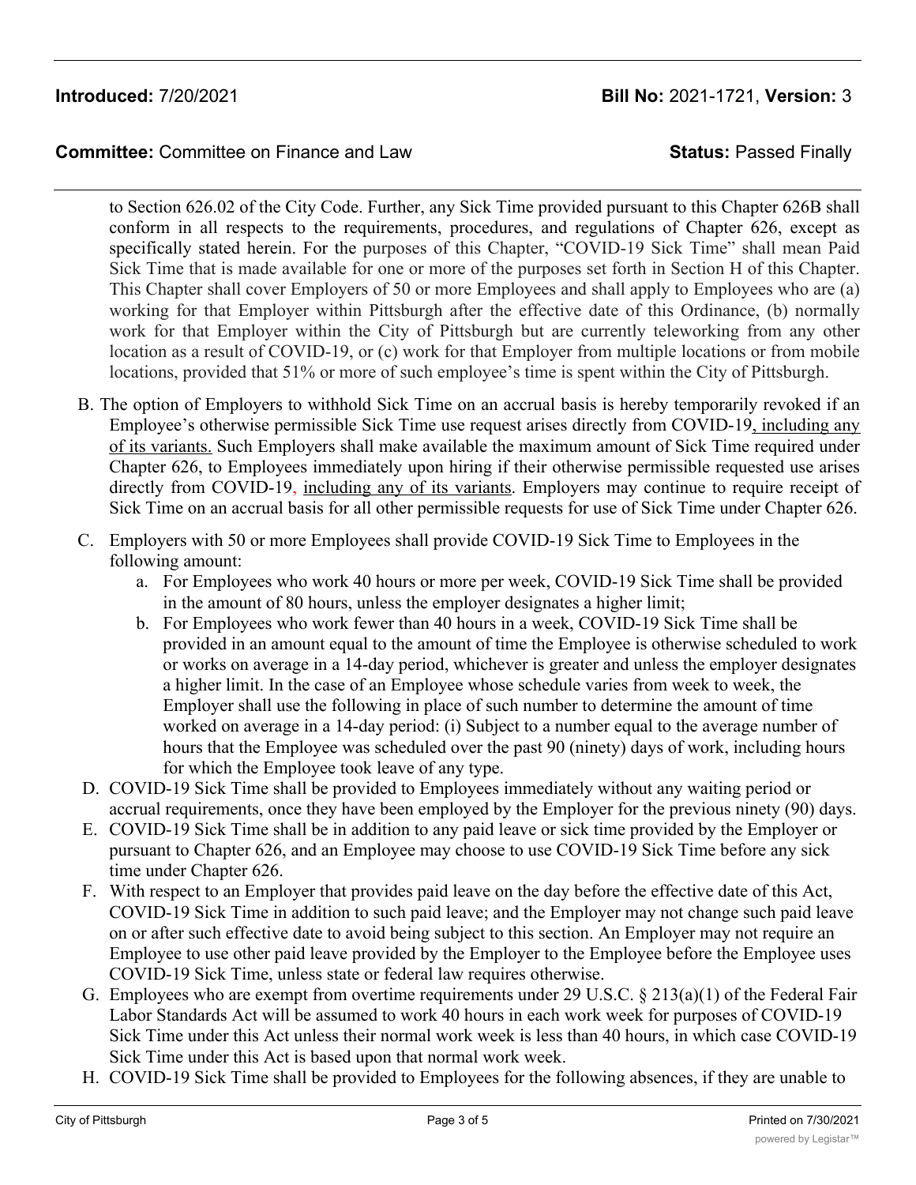to Section 626.02 of the City Code. Further, any Sick Time provided pursuant to this Chapter 626B shall conform in all respects to the requirements, procedures, and regulations of Chapter 626, except as specifically stated herein. For the purposes of this Chapter, "COVID-19 Sick Time" shall mean Paid Sick Time that is made available for one or more of the purposes set forth in Section H of this Chapter. This Chapter shall cover Employers of 50 or more Employees and shall apply to Employees who are (a) working for that Employer within Pittsburgh after the effective date of this Ordinance, (b) normally work for that Employer within the City of Pittsburgh but are currently teleworking from any other location as a result of COVID-19, or (c) work for that Employer from multiple locations or from mobile locations, provided that 51% or more of such employee's time is spent within the City of Pittsburgh.

B. The option of Employers to withhold Sick Time on an accrual basis is hereby temporarily revoked if an Employee's otherwise permissible Sick Time use request arises directly from COVID-19, including any of its variants. Such Employers shall make available the maximum amount of Sick Time required under Chapter 626, to Employees immediately upon hiring if their otherwise permissible requested use arises directly from COVID-19, including any of its variants. Employers may continue to require receipt of Sick Time on an accrual basis for all other permissible requests for use of Sick Time under Chapter 626.

C. Employers with 50 or more Employees shall provide COVID-19 Sick Time to Employees in the following amount:
   a. For Employees who work 40 hours or more per week, COVID-19 Sick Time shall be provided in the amount of 80 hours, unless the employer designates a higher limit;
   b. For Employees who work fewer than 40 hours in a week, COVID-19 Sick Time shall be provided in an amount equal to the amount of time the Employee is otherwise scheduled to work or works on average in a 14-day period, whichever is greater and unless the employer designates a higher limit. In the case of an Employee whose schedule varies from week to week, the Employer shall use the following in place of such number to determine the amount of time worked on average in a 14-day period: (i) Subject to a number equal to the average number of hours that the Employee was scheduled over the past 90 (ninety) days of work, including hours for which the Employee took leave of any type.

D. COVID-19 Sick Time shall be provided to Employees immediately without any waiting period or accrual requirements, once they have been employed by the Employer for the previous ninety (90) days.

E. COVID-19 Sick Time shall be in addition to any paid leave or sick time provided by the Employer or pursuant to Chapter 626, and an Employee may choose to use COVID-19 Sick Time before any sick time under Chapter 626.

F. With respect to an Employer that provides paid leave on the day before the effective date of this Act, COVID-19 Sick Time in addition to such paid leave; and the Employer may not change such paid leave on or after such effective date to avoid being subject to this section. An Employer may not require an Employee to use other paid leave provided by the Employer to the Employee before the Employee uses COVID-19 Sick Time, unless state or federal law requires otherwise.

G. Employees who are exempt from overtime requirements under 29 U.S.C. § 213(a)(1) of the Federal Fair Labor Standards Act will be assumed to work 40 hours in each work week for purposes of COVID-19 Sick Time under this Act unless their normal work week is less than 40 hours, in which case COVID-19 Sick Time under this Act is based upon that normal work week.

H. COVID-19 Sick Time shall be provided to Employees for the following absences, if they are unable to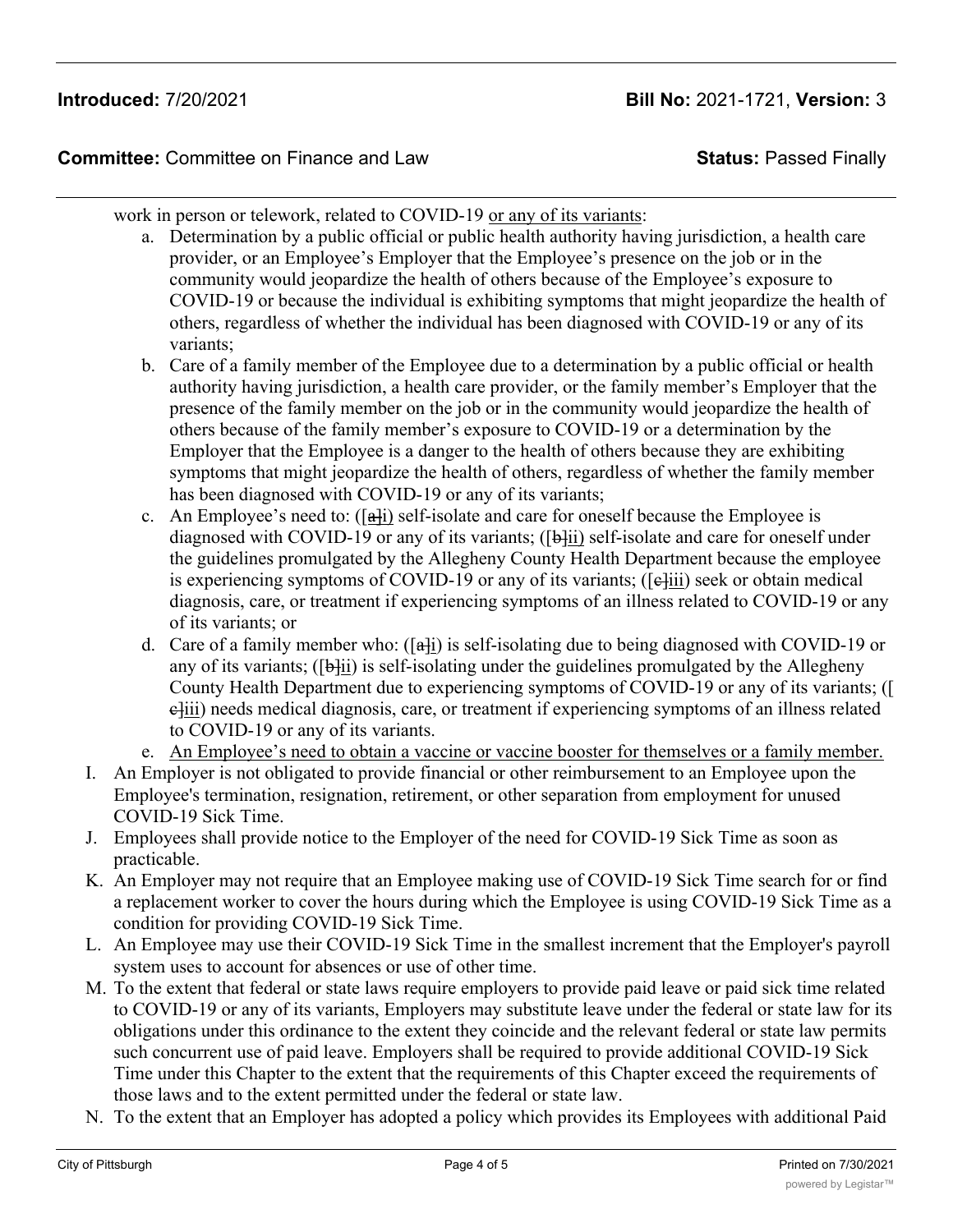work in person or telework, related to COVID-19 or any of its variants:

a. Determination by a public official or public health authority having jurisdiction, a health care provider, or an Employee's Employer that the Employee's presence on the job or in the community would jeopardize the health of others because of the Employee's exposure to COVID-19 or because the individual is exhibiting symptoms that might jeopardize the health of others, regardless of whether the individual has been diagnosed with COVID-19 or any of its variants;
b. Care of a family member of the Employee due to a determination by a public official or health authority having jurisdiction, a health care provider, or the family member's Employer that the presence of the family member on the job or in the community would jeopardize the health of others because of the family member's exposure to COVID-19 or a determination by the Employer that the Employee is a danger to the health of others because they are exhibiting symptoms that might jeopardize the health of others, regardless of whether the family member has been diagnosed with COVID-19 or any of its variants;
c. An Employee's need to: ([a]i) self-isolate and care for oneself because the Employee is diagnosed with COVID-19 or any of its variants; ([b]ii) self-isolate and care for oneself under the guidelines promulgated by the Allegheny County Health Department because the employee is experiencing symptoms of COVID-19 or any of its variants; ([c]iii) seek or obtain medical diagnosis, care, or treatment if experiencing symptoms of an illness related to COVID-19 or any of its variants; or
d. Care of a family member who: ([a]i) is self-isolating due to being diagnosed with COVID-19 or any of its variants; ([b]ii) is self-isolating under the guidelines promulgated by the Allegheny County Health Department due to experiencing symptoms of COVID-19 or any of its variants; ([c]iii) needs medical diagnosis, care, or treatment if experiencing symptoms of an illness related to COVID-19 or any of its variants.
e. An Employee's need to obtain a vaccine or vaccine booster for themselves or a family member.

I. An Employer is not obligated to provide financial or other reimbursement to an Employee upon the Employee's termination, resignation, retirement, or other separation from employment for unused COVID-19 Sick Time.
J. Employees shall provide notice to the Employer of the need for COVID-19 Sick Time as soon as practicable.
K. An Employer may not require that an Employee making use of COVID-19 Sick Time search for or find a replacement worker to cover the hours during which the Employee is using COVID-19 Sick Time as a condition for providing COVID-19 Sick Time.
L. An Employee may use their COVID-19 Sick Time in the smallest increment that the Employer's payroll system uses to account for absences or use of other time.
M. To the extent that federal or state laws require employers to provide paid leave or paid sick time related to COVID-19 or any of its variants, Employers may substitute leave under the federal or state law for its obligations under this ordinance to the extent they coincide and the relevant federal or state law permits such concurrent use of paid leave. Employers shall be required to provide additional COVID-19 Sick Time under this Chapter to the extent that the requirements of this Chapter exceed the requirements of those laws and to the extent permitted under the federal or state law.
N. To the extent that an Employer has adopted a policy which provides its Employees with additional Paid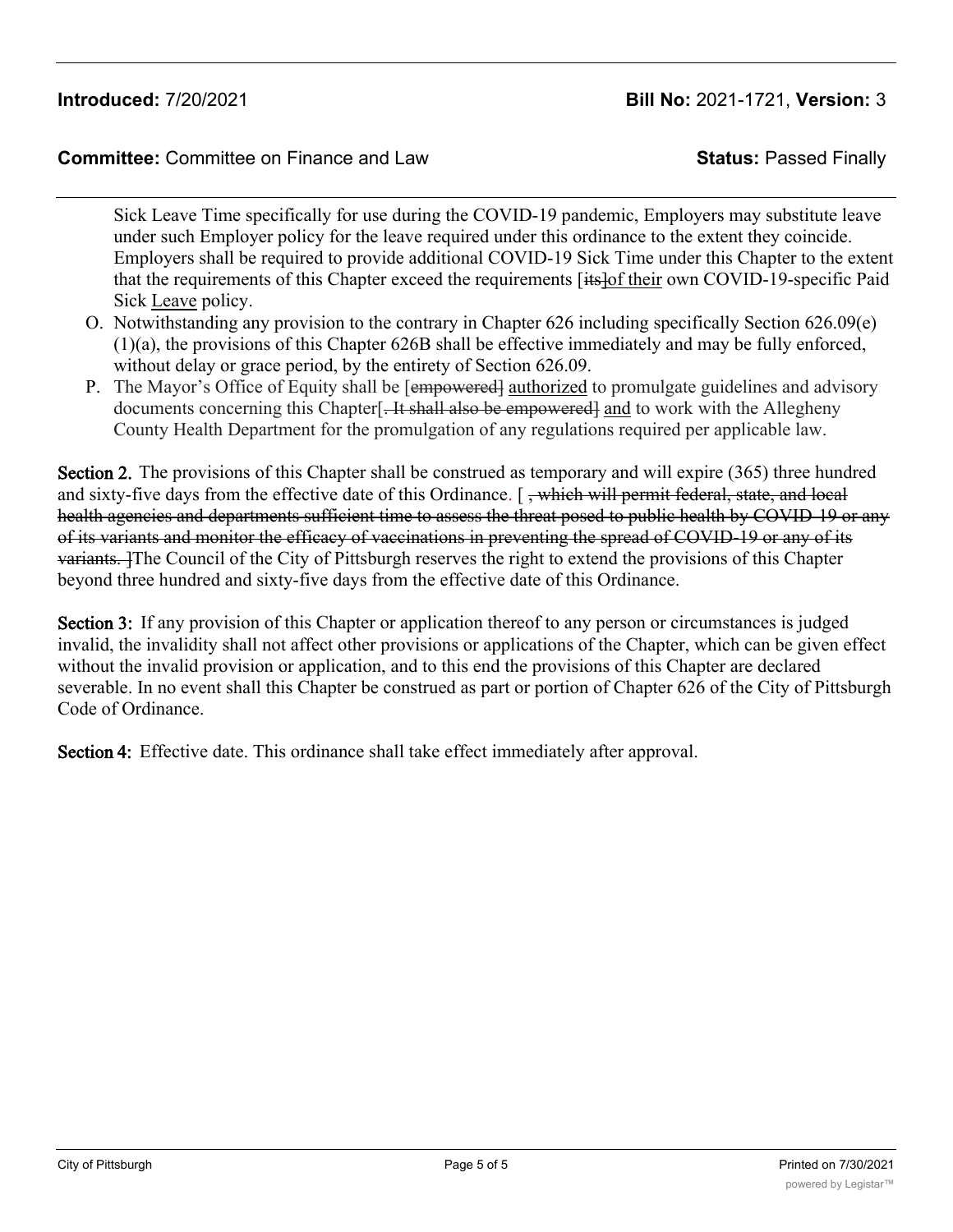Sick Leave Time specifically for use during the COVID-19 pandemic, Employers may substitute leave under such Employer policy for the leave required under this ordinance to the extent they coincide. Employers shall be required to provide additional COVID-19 Sick Time under this Chapter to the extent that the requirements of this Chapter exceed the requirements [~~its~~]<u>of their</u> own COVID-19-specific Paid Sick <u>Leave</u> policy.

O. Notwithstanding any provision to the contrary in Chapter 626 including specifically Section 626.09(e)(1)(a), the provisions of this Chapter 626B shall be effective immediately and may be fully enforced, without delay or grace period, by the entirety of Section 626.09.

P. The Mayor's Office of Equity shall be [~~empowered~~] <u>authorized</u> to promulgate guidelines and advisory documents concerning this Chapter[~~. It shall also be empowered~~] <u>and</u> to work with the Allegheny County Health Department for the promulgation of any regulations required per applicable law.

**Section 2.** The provisions of this Chapter shall be construed as temporary and will expire (365) three hundred and sixty-five days from the effective date of this Ordinance. [ ~~, which will permit federal, state, and local health agencies and departments sufficient time to assess the threat posed to public health by COVID-19 or any of its variants and monitor the efficacy of vaccinations in preventing the spread of COVID-19 or any of its variants.~~ ]The Council of the City of Pittsburgh reserves the right to extend the provisions of this Chapter beyond three hundred and sixty-five days from the effective date of this Ordinance.

**Section 3:** If any provision of this Chapter or application thereof to any person or circumstances is judged invalid, the invalidity shall not affect other provisions or applications of the Chapter, which can be given effect without the invalid provision or application, and to this end the provisions of this Chapter are declared severable. In no event shall this Chapter be construed as part or portion of Chapter 626 of the City of Pittsburgh Code of Ordinance.

**Section 4:** Effective date. This ordinance shall take effect immediately after approval.